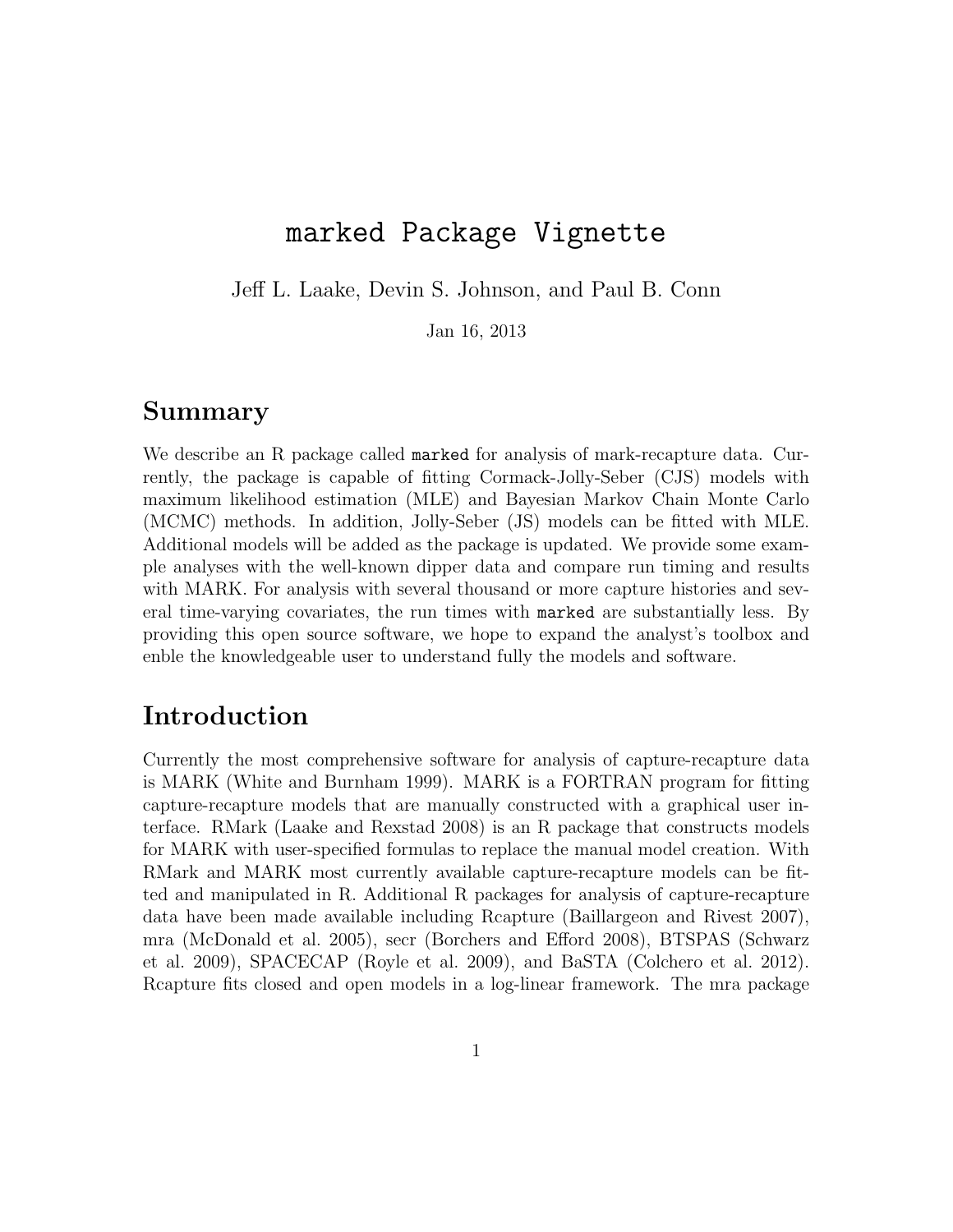# `marked` Package Vignette

Jeff L. Laake, Devin S. Johnson, and Paul B. Conn

Jan 16, 2013

## Summary

We describe an R package called `marked` for analysis of mark-recapture data. Currently, the package is capable of fitting Cormack-Jolly-Seber (CJS) models with maximum likelihood estimation (MLE) and Bayesian Markov Chain Monte Carlo (MCMC) methods. In addition, Jolly-Seber (JS) models can be fitted with MLE. Additional models will be added as the package is updated. We provide some example analyses with the well-known dipper data and compare run timing and results with MARK. For analysis with several thousand or more capture histories and several time-varying covariates, the run times with `marked` are substantially less. By providing this open source software, we hope to expand the analyst's toolbox and enble the knowledgeable user to understand fully the models and software.

## Introduction

Currently the most comprehensive software for analysis of capture-recapture data is MARK (White and Burnham 1999). MARK is a FORTRAN program for fitting capture-recapture models that are manually constructed with a graphical user interface. RMark (Laake and Rexstad 2008) is an R package that constructs models for MARK with user-specified formulas to replace the manual model creation. With RMark and MARK most currently available capture-recapture models can be fitted and manipulated in R. Additional R packages for analysis of capture-recapture data have been made available including Rcapture (Baillargeon and Rivest 2007), mra (McDonald et al. 2005), secr (Borchers and Efford 2008), BTSPAS (Schwarz et al. 2009), SPACECAP (Royle et al. 2009), and BaSTA (Colchero et al. 2012). Rcapture fits closed and open models in a log-linear framework. The mra package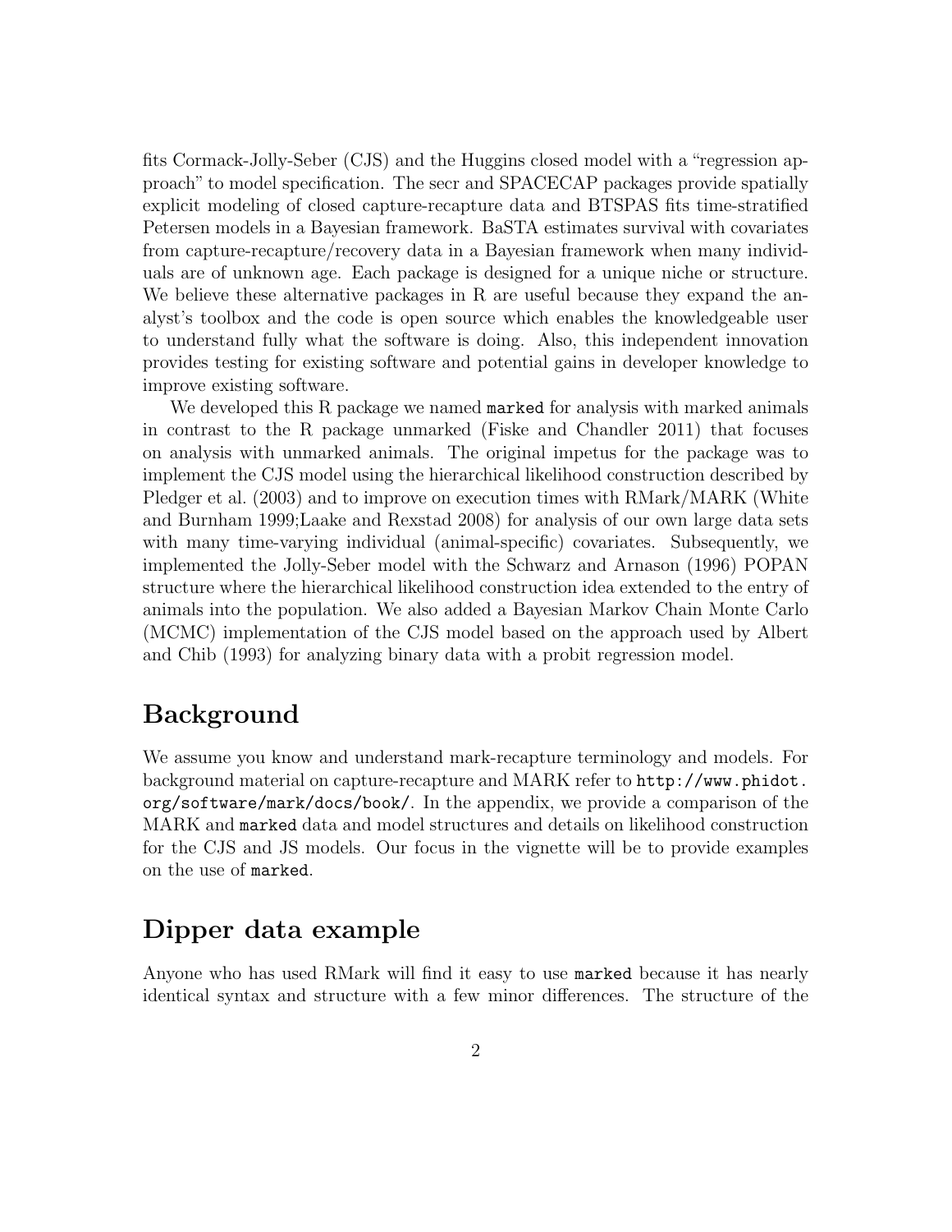fits Cormack-Jolly-Seber (CJS) and the Huggins closed model with a "regression approach" to model specification. The secr and SPACECAP packages provide spatially explicit modeling of closed capture-recapture data and BTSPAS fits time-stratified Petersen models in a Bayesian framework. BaSTA estimates survival with covariates from capture-recapture/recovery data in a Bayesian framework when many individuals are of unknown age. Each package is designed for a unique niche or structure. We believe these alternative packages in R are useful because they expand the analyst's toolbox and the code is open source which enables the knowledgeable user to understand fully what the software is doing. Also, this independent innovation provides testing for existing software and potential gains in developer knowledge to improve existing software.

We developed this R package we named `marked` for analysis with marked animals in contrast to the R package unmarked (Fiske and Chandler 2011) that focuses on analysis with unmarked animals. The original impetus for the package was to implement the CJS model using the hierarchical likelihood construction described by Pledger et al. (2003) and to improve on execution times with RMark/MARK (White and Burnham 1999;Laake and Rexstad 2008) for analysis of our own large data sets with many time-varying individual (animal-specific) covariates. Subsequently, we implemented the Jolly-Seber model with the Schwarz and Arnason (1996) POPAN structure where the hierarchical likelihood construction idea extended to the entry of animals into the population. We also added a Bayesian Markov Chain Monte Carlo (MCMC) implementation of the CJS model based on the approach used by Albert and Chib (1993) for analyzing binary data with a probit regression model.

## Background

We assume you know and understand mark-recapture terminology and models. For background material on capture-recapture and MARK refer to `http://www.phidot.org/software/mark/docs/book/`. In the appendix, we provide a comparison of the MARK and `marked` data and model structures and details on likelihood construction for the CJS and JS models. Our focus in the vignette will be to provide examples on the use of `marked`.

## Dipper data example

Anyone who has used RMark will find it easy to use `marked` because it has nearly identical syntax and structure with a few minor differences. The structure of the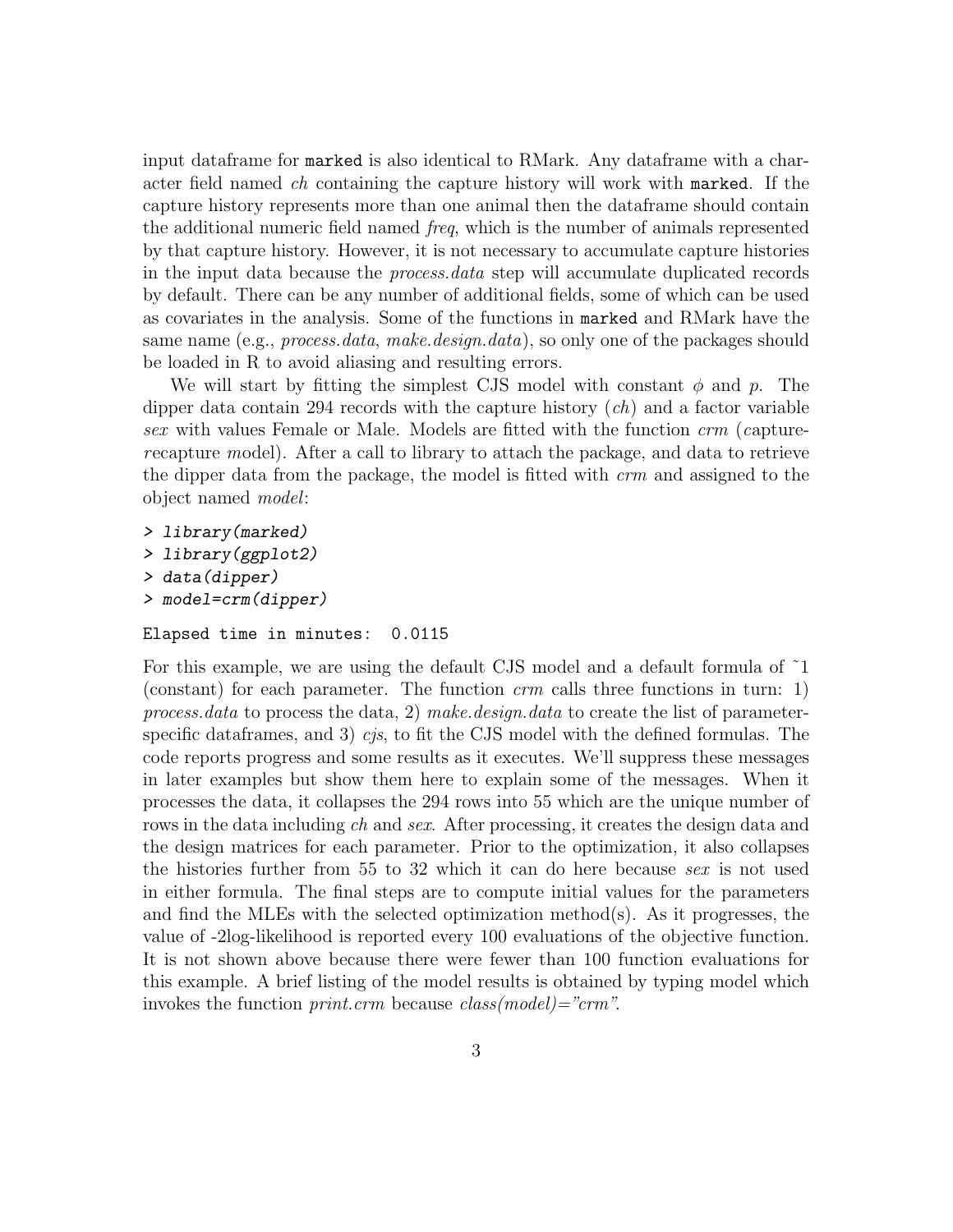input dataframe for marked is also identical to RMark. Any dataframe with a character field named *ch* containing the capture history will work with marked. If the capture history represents more than one animal then the dataframe should contain the additional numeric field named *freq*, which is the number of animals represented by that capture history. However, it is not necessary to accumulate capture histories in the input data because the *process.data* step will accumulate duplicated records by default. There can be any number of additional fields, some of which can be used as covariates in the analysis. Some of the functions in marked and RMark have the same name (e.g., *process.data*, *make.design.data*), so only one of the packages should be loaded in R to avoid aliasing and resulting errors.

We will start by fitting the simplest CJS model with constant $\phi$ and $p$. The dipper data contain 294 records with the capture history (*ch*) and a factor variable *sex* with values Female or Male. Models are fitted with the function *crm* (*c*apture-*r*ecapture *m*odel). After a call to library to attach the package, and data to retrieve the dipper data from the package, the model is fitted with *crm* and assigned to the object named *model*:

```
> library(marked)
> library(ggplot2)
> data(dipper)
> model=crm(dipper)

Elapsed time in minutes:  0.0115
```

For this example, we are using the default CJS model and a default formula of ~1 (constant) for each parameter. The function *crm* calls three functions in turn: 1) *process.data* to process the data, 2) *make.design.data* to create the list of parameter-specific dataframes, and 3) *cjs*, to fit the CJS model with the defined formulas. The code reports progress and some results as it executes. We'll suppress these messages in later examples but show them here to explain some of the messages. When it processes the data, it collapses the 294 rows into 55 which are the unique number of rows in the data including *ch* and *sex*. After processing, it creates the design data and the design matrices for each parameter. Prior to the optimization, it also collapses the histories further from 55 to 32 which it can do here because *sex* is not used in either formula. The final steps are to compute initial values for the parameters and find the MLEs with the selected optimization method(s). As it progresses, the value of -2log-likelihood is reported every 100 evaluations of the objective function. It is not shown above because there were fewer than 100 function evaluations for this example. A brief listing of the model results is obtained by typing model which invokes the function *print.crm* because *class(model)="crm"*.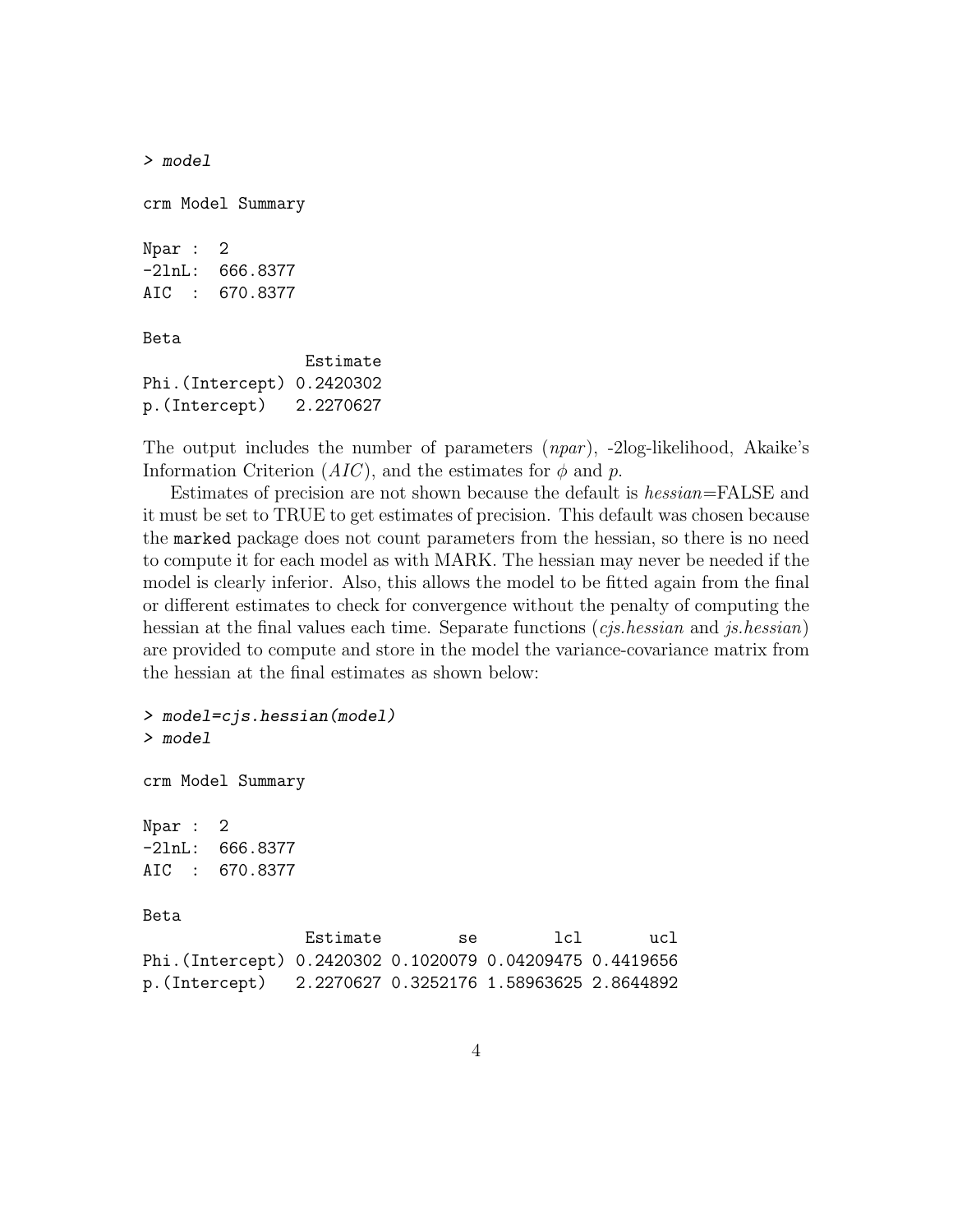```
> model

crm Model Summary

Npar :  2
-2lnL:  666.8377
AIC  :  670.8377

Beta
                 Estimate
Phi.(Intercept) 0.2420302
p.(Intercept)   2.2270627
```

The output includes the number of parameters (*npar*), -2log-likelihood, Akaike's Information Criterion (*AIC*), and the estimates for $\phi$ and $p$.

Estimates of precision are not shown because the default is *hessian*=FALSE and it must be set to TRUE to get estimates of precision. This default was chosen because the `marked` package does not count parameters from the hessian, so there is no need to compute it for each model as with MARK. The hessian may never be needed if the model is clearly inferior. Also, this allows the model to be fitted again from the final or different estimates to check for convergence without the penalty of computing the hessian at the final values each time. Separate functions (*cjs.hessian* and *js.hessian*) are provided to compute and store in the model the variance-covariance matrix from the hessian at the final estimates as shown below:

```
> model=cjs.hessian(model)
> model

crm Model Summary

Npar :  2
-2lnL:  666.8377
AIC  :  670.8377

Beta
                 Estimate        se        lcl       ucl
Phi.(Intercept) 0.2420302 0.1020079 0.04209475 0.4419656
p.(Intercept)   2.2270627 0.3252176 1.58963625 2.8644892
```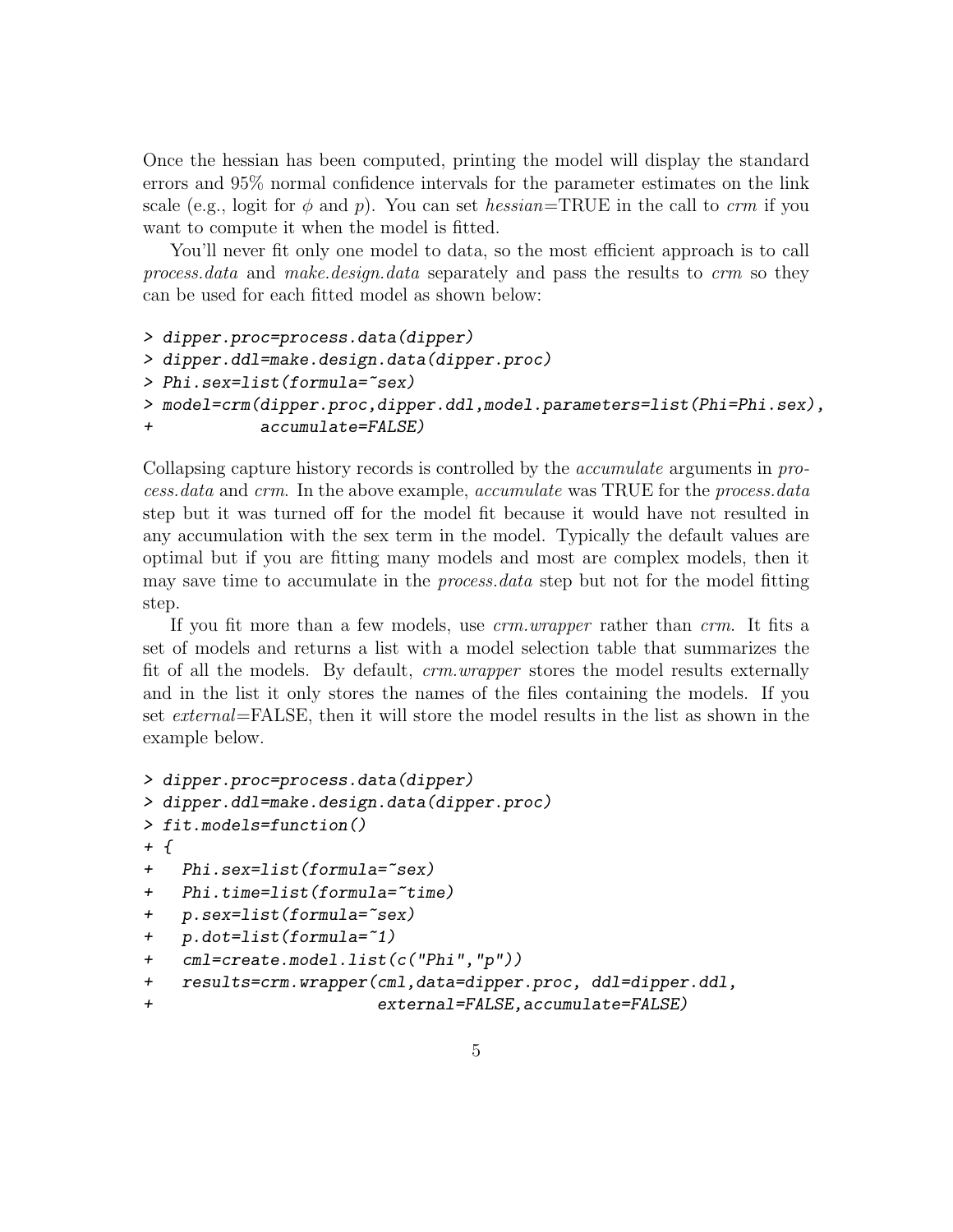Once the hessian has been computed, printing the model will display the standard errors and 95% normal confidence intervals for the parameter estimates on the link scale (e.g., logit for $\phi$ and $p$). You can set *hessian*=TRUE in the call to *crm* if you want to compute it when the model is fitted.

You'll never fit only one model to data, so the most efficient approach is to call *process.data* and *make.design.data* separately and pass the results to *crm* so they can be used for each fitted model as shown below:

```
> dipper.proc=process.data(dipper)
> dipper.ddl=make.design.data(dipper.proc)
> Phi.sex=list(formula=~sex)
> model=crm(dipper.proc,dipper.ddl,model.parameters=list(Phi=Phi.sex),
+           accumulate=FALSE)
```

Collapsing capture history records is controlled by the *accumulate* arguments in *process.data* and *crm*. In the above example, *accumulate* was TRUE for the *process.data* step but it was turned off for the model fit because it would have not resulted in any accumulation with the sex term in the model. Typically the default values are optimal but if you are fitting many models and most are complex models, then it may save time to accumulate in the *process.data* step but not for the model fitting step.

If you fit more than a few models, use *crm.wrapper* rather than *crm*. It fits a set of models and returns a list with a model selection table that summarizes the fit of all the models. By default, *crm.wrapper* stores the model results externally and in the list it only stores the names of the files containing the models. If you set *external*=FALSE, then it will store the model results in the list as shown in the example below.

```
> dipper.proc=process.data(dipper)
> dipper.ddl=make.design.data(dipper.proc)
> fit.models=function()
+ {
+   Phi.sex=list(formula=~sex)
+   Phi.time=list(formula=~time)
+   p.sex=list(formula=~sex)
+   p.dot=list(formula=~1)
+   cml=create.model.list(c("Phi","p"))
+   results=crm.wrapper(cml,data=dipper.proc, ddl=dipper.ddl,
+                       external=FALSE,accumulate=FALSE)
```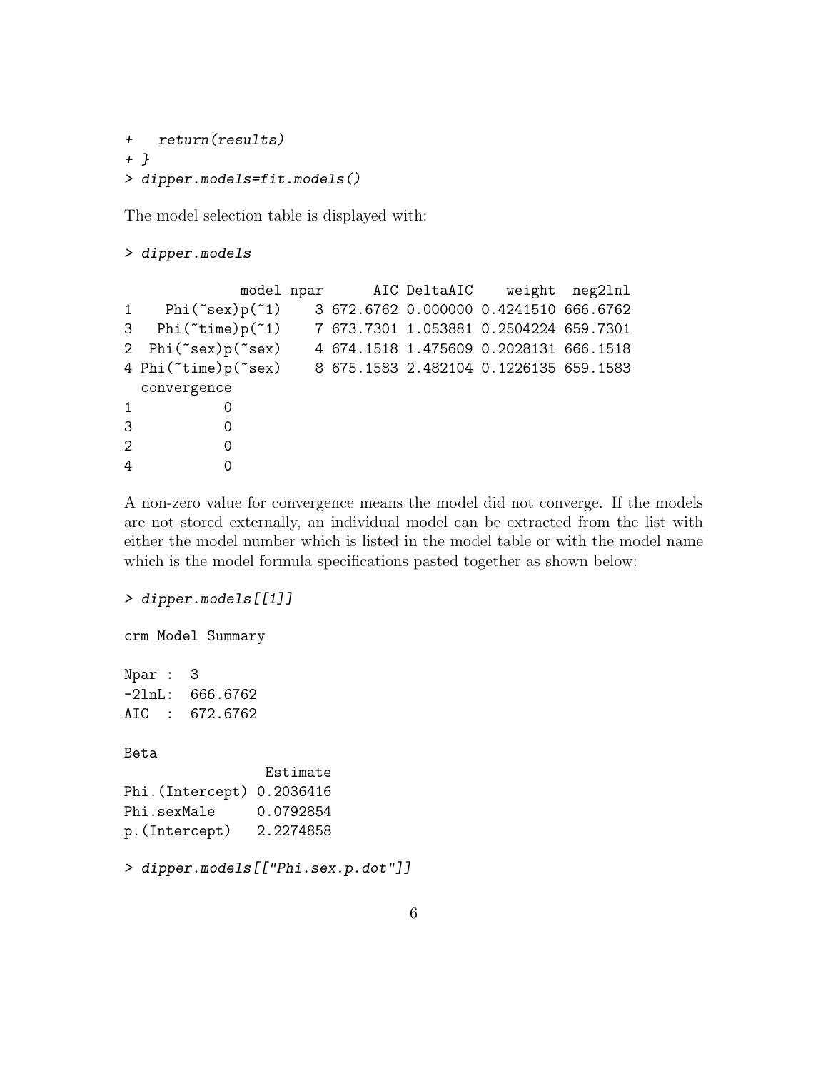```
+   return(results)
+ }
> dipper.models=fit.models()
```

The model selection table is displayed with:

```
> dipper.models

             model npar      AIC DeltaAIC    weight  neg2lnl
1    Phi(~sex)p(~1)    3 672.6762 0.000000 0.4241510 666.6762
3   Phi(~time)p(~1)    7 673.7301 1.053881 0.2504224 659.7301
2  Phi(~sex)p(~sex)    4 674.1518 1.475609 0.2028131 666.1518
4 Phi(~time)p(~sex)    8 675.1583 2.482104 0.1226135 659.1583
  convergence
1           0
3           0
2           0
4           0
```

A non-zero value for convergence means the model did not converge. If the models are not stored externally, an individual model can be extracted from the list with either the model number which is listed in the model table or with the model name which is the model formula specifications pasted together as shown below:

```
> dipper.models[[1]]

crm Model Summary

Npar :  3
-2lnL:  666.6762
AIC  :  672.6762

Beta
                 Estimate
Phi.(Intercept) 0.2036416
Phi.sexMale     0.0792854
p.(Intercept)   2.2274858

> dipper.models[["Phi.sex.p.dot"]]
```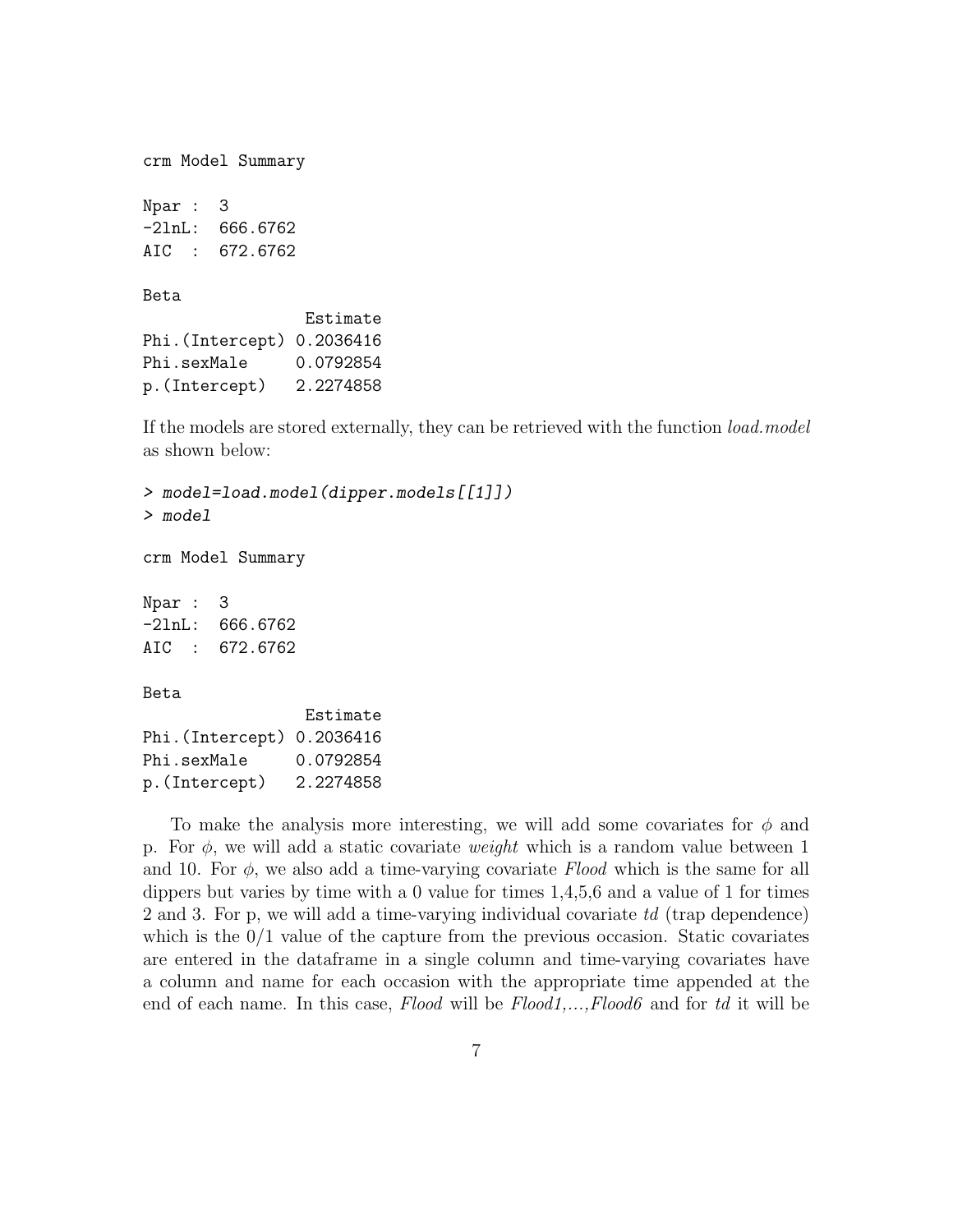```
crm Model Summary

Npar :  3
-2lnL:  666.6762
AIC  :  672.6762

Beta
                  Estimate
Phi.(Intercept) 0.2036416
Phi.sexMale     0.0792854
p.(Intercept)   2.2274858
```

If the models are stored externally, they can be retrieved with the function *load.model* as shown below:

```
> model=load.model(dipper.models[[1]])
> model

crm Model Summary

Npar :  3
-2lnL:  666.6762
AIC  :  672.6762

Beta
                  Estimate
Phi.(Intercept) 0.2036416
Phi.sexMale     0.0792854
p.(Intercept)   2.2274858
```

To make the analysis more interesting, we will add some covariates for $\phi$ and p. For $\phi$, we will add a static covariate *weight* which is a random value between 1 and 10. For $\phi$, we also add a time-varying covariate *Flood* which is the same for all dippers but varies by time with a 0 value for times 1,4,5,6 and a value of 1 for times 2 and 3. For p, we will add a time-varying individual covariate *td* (trap dependence) which is the 0/1 value of the capture from the previous occasion. Static covariates are entered in the dataframe in a single column and time-varying covariates have a column and name for each occasion with the appropriate time appended at the end of each name. In this case, *Flood* will be *Flood1,...,Flood6* and for *td* it will be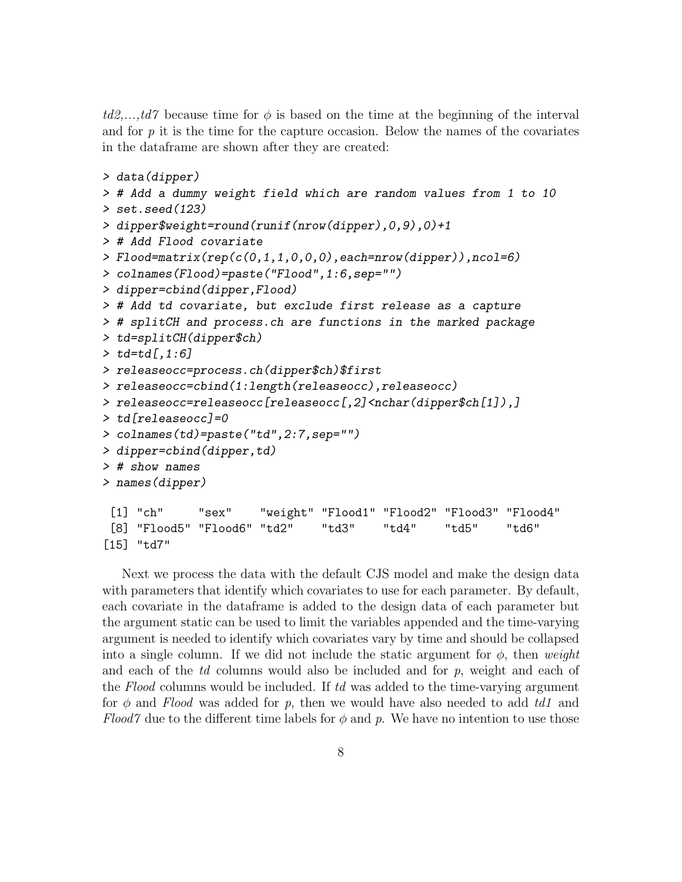*td2,...,td7* because time for $\phi$ is based on the time at the beginning of the interval and for $p$ it is the time for the capture occasion. Below the names of the covariates in the dataframe are shown after they are created:

```
> data(dipper)
> # Add a dummy weight field which are random values from 1 to 10
> set.seed(123)
> dipper$weight=round(runif(nrow(dipper),0,9),0)+1
> # Add Flood covariate
> Flood=matrix(rep(c(0,1,1,0,0,0),each=nrow(dipper)),ncol=6)
> colnames(Flood)=paste("Flood",1:6,sep="")
> dipper=cbind(dipper,Flood)
> # Add td covariate, but exclude first release as a capture
> # splitCH and process.ch are functions in the marked package
> td=splitCH(dipper$ch)
> td=td[,1:6]
> releaseocc=process.ch(dipper$ch)$first
> releaseocc=cbind(1:length(releaseocc),releaseocc)
> releaseocc=releaseocc[releaseocc[,2]<nchar(dipper$ch[1]),]
> td[releaseocc]=0
> colnames(td)=paste("td",2:7,sep="")
> dipper=cbind(dipper,td)
> # show names
> names(dipper)

 [1] "ch"     "sex"    "weight" "Flood1" "Flood2" "Flood3" "Flood4"
 [8] "Flood5" "Flood6" "td2"    "td3"    "td4"    "td5"    "td6"
[15] "td7"
```

Next we process the data with the default CJS model and make the design data with parameters that identify which covariates to use for each parameter. By default, each covariate in the dataframe is added to the design data of each parameter but the argument static can be used to limit the variables appended and the time-varying argument is needed to identify which covariates vary by time and should be collapsed into a single column. If we did not include the static argument for $\phi$, then *weight* and each of the *td* columns would also be included and for $p$, weight and each of the *Flood* columns would be included. If *td* was added to the time-varying argument for $\phi$ and *Flood* was added for $p$, then we would have also needed to add *td1* and *Flood7* due to the different time labels for $\phi$ and $p$. We have no intention to use those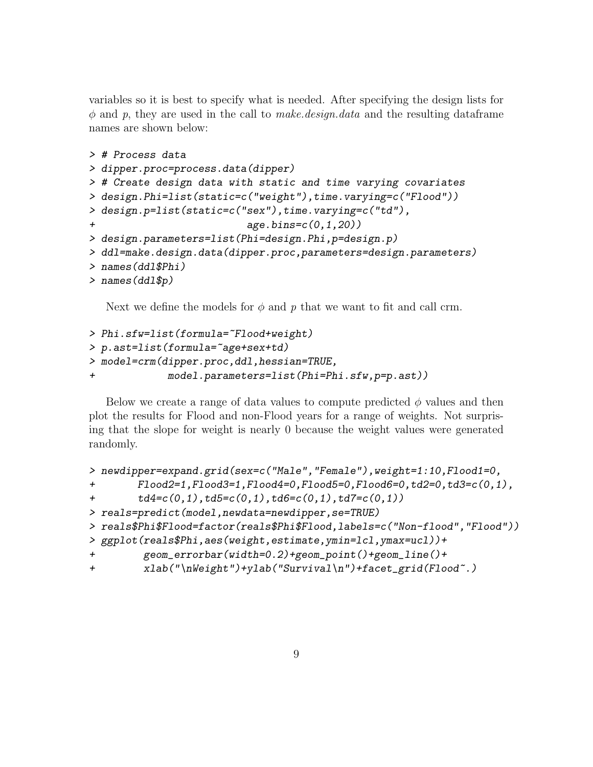variables so it is best to specify what is needed. After specifying the design lists for $\phi$ and $p$, they are used in the call to *make.design.data* and the resulting dataframe names are shown below:

```
> # Process data
> dipper.proc=process.data(dipper)
> # Create design data with static and time varying covariates
> design.Phi=list(static=c("weight"),time.varying=c("Flood"))
> design.p=list(static=c("sex"),time.varying=c("td"),
+                         age.bins=c(0,1,20))
> design.parameters=list(Phi=design.Phi,p=design.p)
> ddl=make.design.data(dipper.proc,parameters=design.parameters)
> names(ddl$Phi)
> names(ddl$p)
```

Next we define the models for $\phi$ and $p$ that we want to fit and call crm.

```
> Phi.sfw=list(formula=~Flood+weight)
> p.ast=list(formula=~age+sex+td)
> model=crm(dipper.proc,ddl,hessian=TRUE,
+            model.parameters=list(Phi=Phi.sfw,p=p.ast))
```

Below we create a range of data values to compute predicted $\phi$ values and then plot the results for Flood and non-Flood years for a range of weights. Not surprising that the slope for weight is nearly 0 because the weight values were generated randomly.

```
> newdipper=expand.grid(sex=c("Male","Female"),weight=1:10,Flood1=0,
+       Flood2=1,Flood3=1,Flood4=0,Flood5=0,Flood6=0,td2=0,td3=c(0,1),
+       td4=c(0,1),td5=c(0,1),td6=c(0,1),td7=c(0,1))
> reals=predict(model,newdata=newdipper,se=TRUE)
> reals$Phi$Flood=factor(reals$Phi$Flood,labels=c("Non-flood","Flood"))
> ggplot(reals$Phi,aes(weight,estimate,ymin=lcl,ymax=ucl))+
+        geom_errorbar(width=0.2)+geom_point()+geom_line()+
+        xlab("\nWeight")+ylab("Survival\n")+facet_grid(Flood~.)
```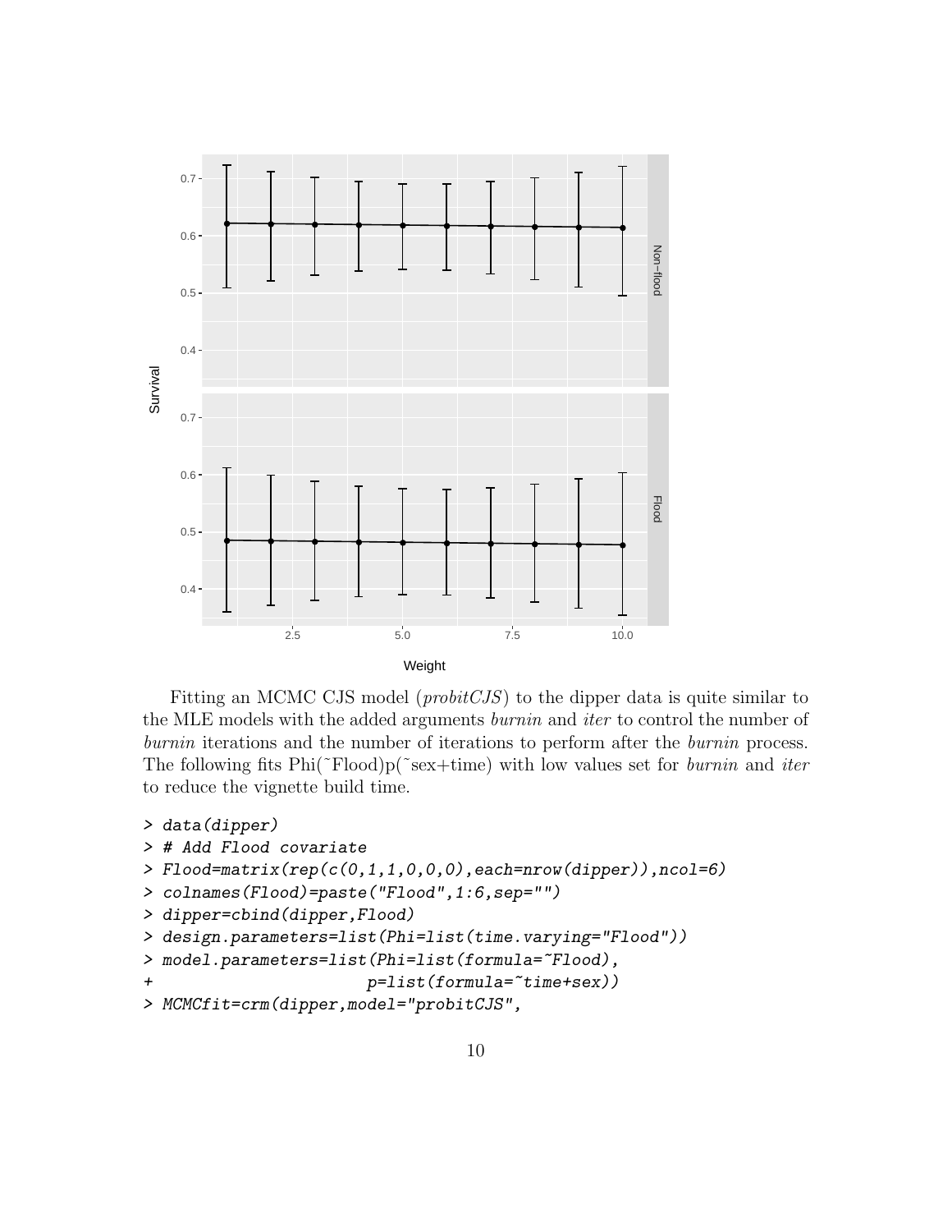Fitting an MCMC CJS model (*probitCJS*) to the dipper data is quite similar to the MLE models with the added arguments *burnin* and *iter* to control the number of *burnin* iterations and the number of iterations to perform after the *burnin* process. The following fits Phi(~Flood)p(~sex+time) with low values set for *burnin* and *iter* to reduce the vignette build time.

```
> data(dipper)
> # Add Flood covariate
> Flood=matrix(rep(c(0,1,1,0,0,0),each=nrow(dipper)),ncol=6)
> colnames(Flood)=paste("Flood",1:6,sep="")
> dipper=cbind(dipper,Flood)
> design.parameters=list(Phi=list(time.varying="Flood"))
> model.parameters=list(Phi=list(formula=~Flood),
+                       p=list(formula=~time+sex))
> MCMCfit=crm(dipper,model="probitCJS",
```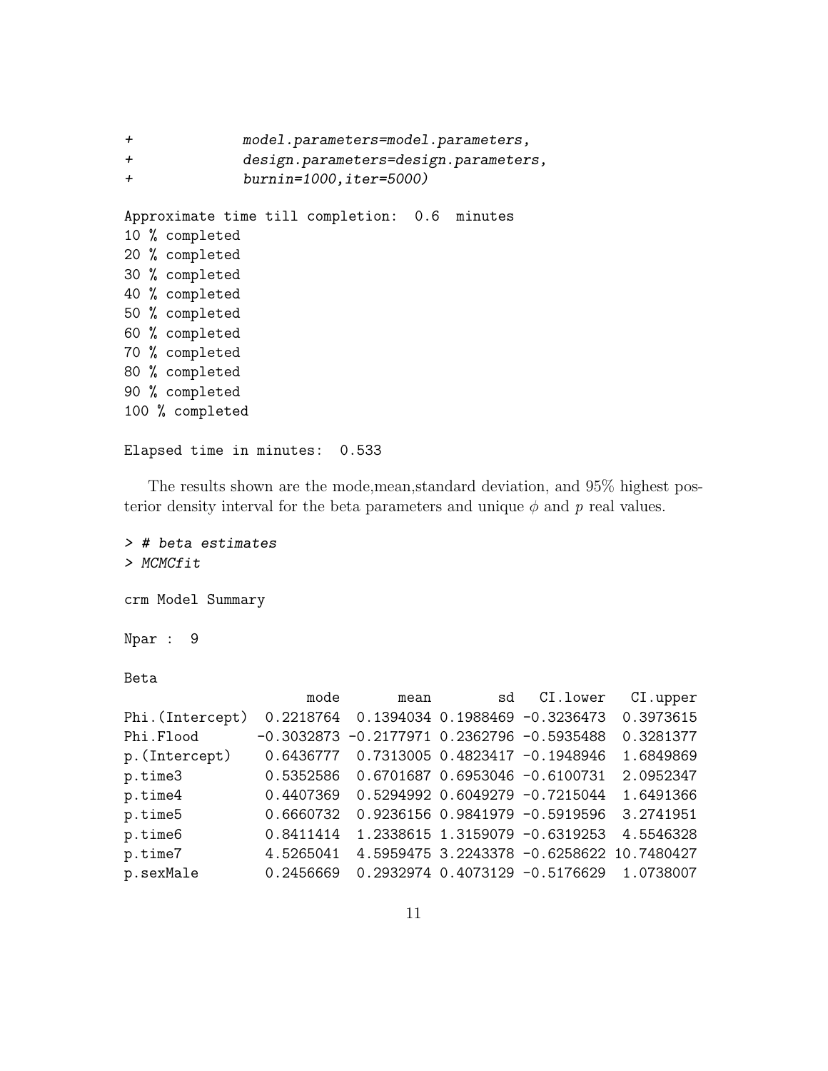```
+             model.parameters=model.parameters,
+             design.parameters=design.parameters,
+             burnin=1000,iter=5000)

Approximate time till completion:  0.6  minutes
10 % completed
20 % completed
30 % completed
40 % completed
50 % completed
60 % completed
70 % completed
80 % completed
90 % completed
100 % completed

Elapsed time in minutes:  0.533
```

The results shown are the mode,mean,standard deviation, and 95% highest posterior density interval for the beta parameters and unique $\phi$ and $p$ real values.

```
> # beta estimates
> MCMCfit

crm Model Summary

Npar :  9

Beta
                      mode       mean        sd   CI.lower   CI.upper
Phi.(Intercept)  0.2218764  0.1394034 0.1988469 -0.3236473  0.3973615
Phi.Flood       -0.3032873 -0.2177971 0.2362796 -0.5935488  0.3281377
p.(Intercept)    0.6436777  0.7313005 0.4823417 -0.1948946  1.6849869
p.time3          0.5352586  0.6701687 0.6953046 -0.6100731  2.0952347
p.time4          0.4407369  0.5294992 0.6049279 -0.7215044  1.6491366
p.time5          0.6660732  0.9236156 0.9841979 -0.5919596  3.2741951
p.time6          0.8411414  1.2338615 1.3159079 -0.6319253  4.5546328
p.time7          4.5265041  4.5959475 3.2243378 -0.6258622 10.7480427
p.sexMale        0.2456669  0.2932974 0.4073129 -0.5176629  1.0738007
```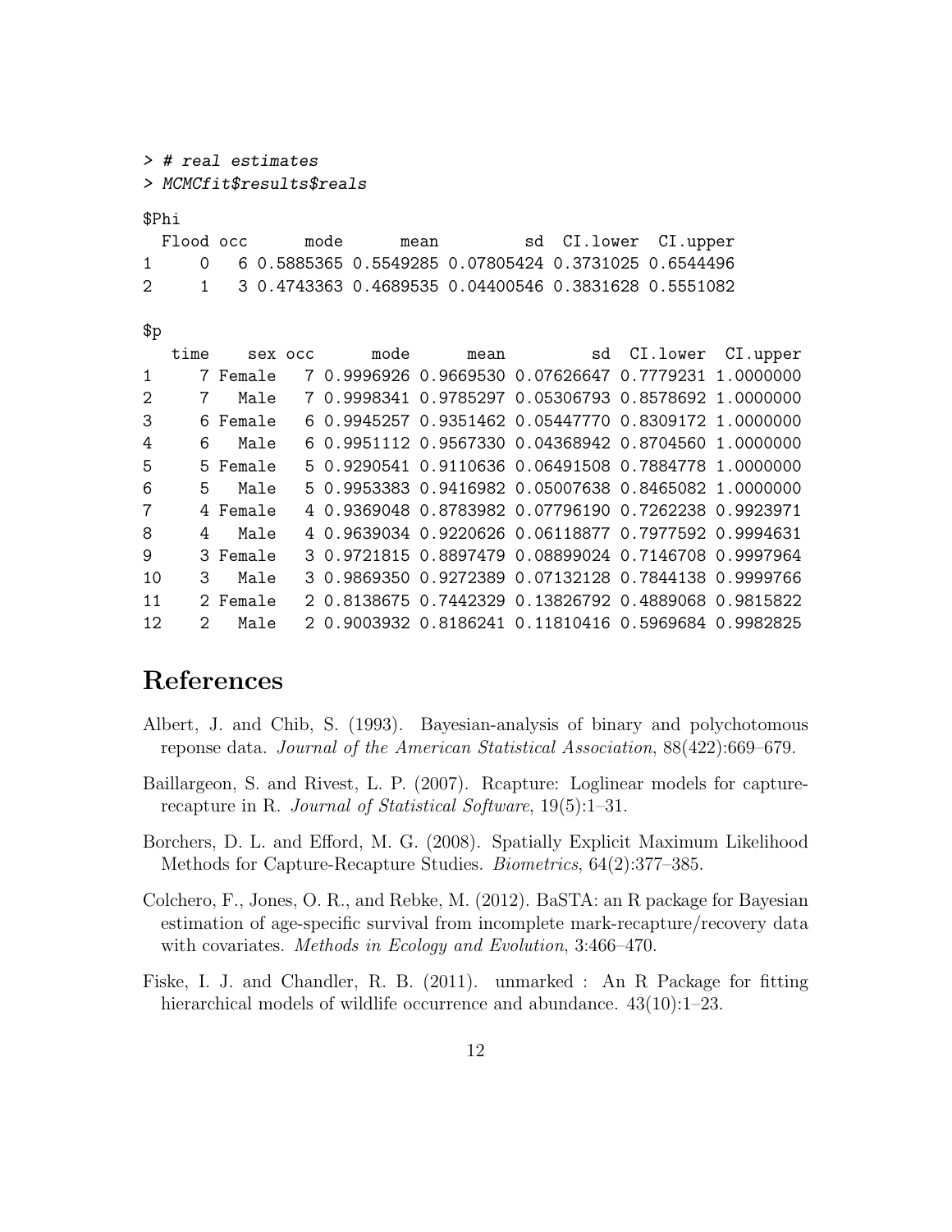```
> # real estimates
> MCMCfit$results$reals

$Phi
  Flood occ      mode      mean         sd  CI.lower  CI.upper
1     0   6 0.5885365 0.5549285 0.07805424 0.3731025 0.6544496
2     1   3 0.4743363 0.4689535 0.04400546 0.3831628 0.5551082

$p
   time    sex occ      mode      mean         sd  CI.lower  CI.upper
1     7 Female   7 0.9996926 0.9669530 0.07626647 0.7779231 1.0000000
2     7   Male   7 0.9998341 0.9785297 0.05306793 0.8578692 1.0000000
3     6 Female   6 0.9945257 0.9351462 0.05447770 0.8309172 1.0000000
4     6   Male   6 0.9951112 0.9567330 0.04368942 0.8704560 1.0000000
5     5 Female   5 0.9290541 0.9110636 0.06491508 0.7884778 1.0000000
6     5   Male   5 0.9953383 0.9416982 0.05007638 0.8465082 1.0000000
7     4 Female   4 0.9369048 0.8783982 0.07796190 0.7262238 0.9923971
8     4   Male   4 0.9639034 0.9220626 0.06118877 0.7977592 0.9994631
9     3 Female   3 0.9721815 0.8897479 0.08899024 0.7146708 0.9997964
10    3   Male   3 0.9869350 0.9272389 0.07132128 0.7844138 0.9999766
11    2 Female   2 0.8138675 0.7442329 0.13826792 0.4889068 0.9815822
12    2   Male   2 0.9003932 0.8186241 0.11810416 0.5969684 0.9982825
```

# References

Albert, J. and Chib, S. (1993). Bayesian-analysis of binary and polychotomous reponse data. *Journal of the American Statistical Association*, 88(422):669–679.

Baillargeon, S. and Rivest, L. P. (2007). Rcapture: Loglinear models for capture-recapture in R. *Journal of Statistical Software*, 19(5):1–31.

Borchers, D. L. and Efford, M. G. (2008). Spatially Explicit Maximum Likelihood Methods for Capture-Recapture Studies. *Biometrics*, 64(2):377–385.

Colchero, F., Jones, O. R., and Rebke, M. (2012). BaSTA: an R package for Bayesian estimation of age-specific survival from incomplete mark-recapture/recovery data with covariates. *Methods in Ecology and Evolution*, 3:466–470.

Fiske, I. J. and Chandler, R. B. (2011). unmarked : An R Package for fitting hierarchical models of wildlife occurrence and abundance. 43(10):1–23.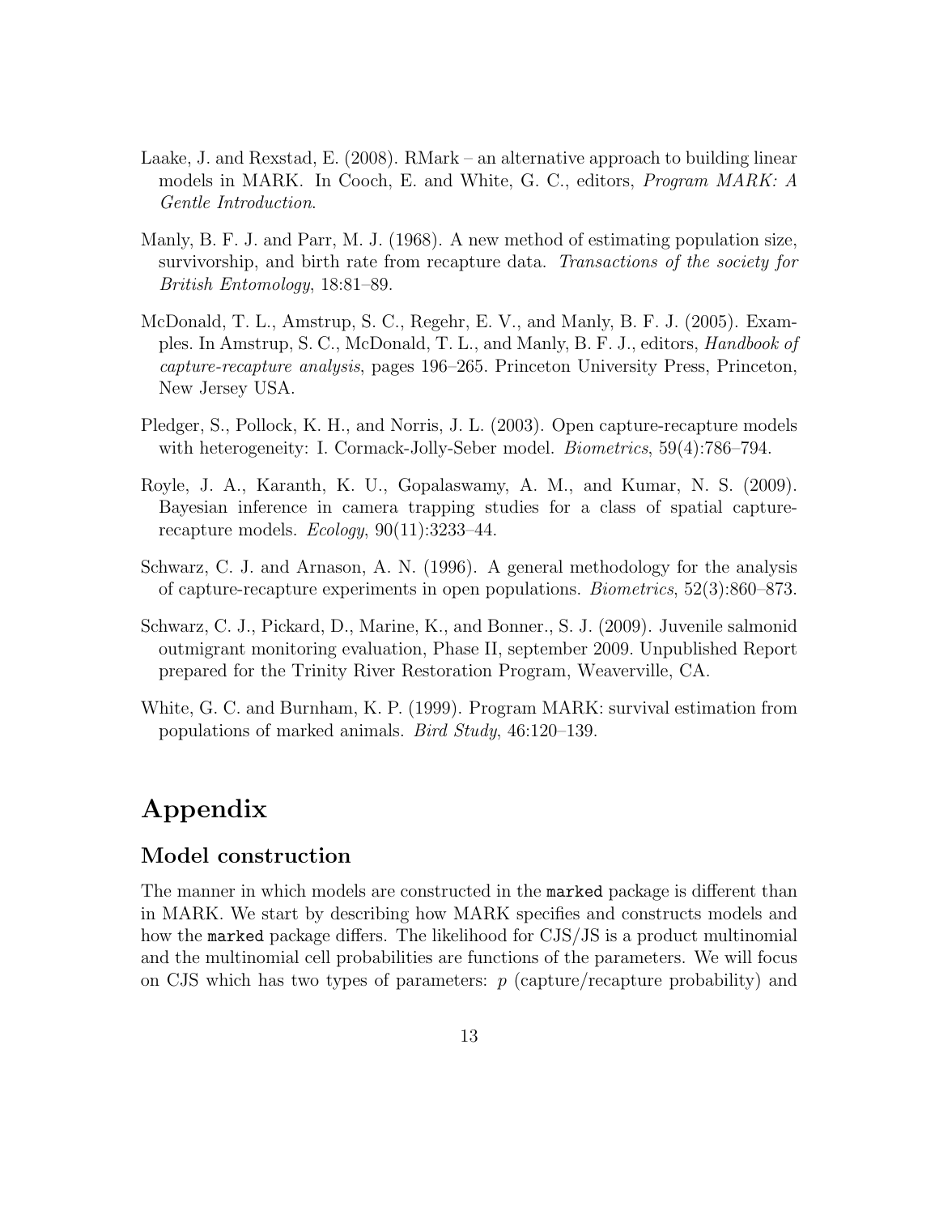Laake, J. and Rexstad, E. (2008). RMark – an alternative approach to building linear models in MARK. In Cooch, E. and White, G. C., editors, *Program MARK: A Gentle Introduction*.

Manly, B. F. J. and Parr, M. J. (1968). A new method of estimating population size, survivorship, and birth rate from recapture data. *Transactions of the society for British Entomology*, 18:81–89.

McDonald, T. L., Amstrup, S. C., Regehr, E. V., and Manly, B. F. J. (2005). Examples. In Amstrup, S. C., McDonald, T. L., and Manly, B. F. J., editors, *Handbook of capture-recapture analysis*, pages 196–265. Princeton University Press, Princeton, New Jersey USA.

Pledger, S., Pollock, K. H., and Norris, J. L. (2003). Open capture-recapture models with heterogeneity: I. Cormack-Jolly-Seber model. *Biometrics*, 59(4):786–794.

Royle, J. A., Karanth, K. U., Gopalaswamy, A. M., and Kumar, N. S. (2009). Bayesian inference in camera trapping studies for a class of spatial capture-recapture models. *Ecology*, 90(11):3233–44.

Schwarz, C. J. and Arnason, A. N. (1996). A general methodology for the analysis of capture-recapture experiments in open populations. *Biometrics*, 52(3):860–873.

Schwarz, C. J., Pickard, D., Marine, K., and Bonner., S. J. (2009). Juvenile salmonid outmigrant monitoring evaluation, Phase II, september 2009. Unpublished Report prepared for the Trinity River Restoration Program, Weaverville, CA.

White, G. C. and Burnham, K. P. (1999). Program MARK: survival estimation from populations of marked animals. *Bird Study*, 46:120–139.

# Appendix

## Model construction

The manner in which models are constructed in the `marked` package is different than in MARK. We start by describing how MARK specifies and constructs models and how the `marked` package differs. The likelihood for CJS/JS is a product multinomial and the multinomial cell probabilities are functions of the parameters. We will focus on CJS which has two types of parameters: $p$ (capture/recapture probability) and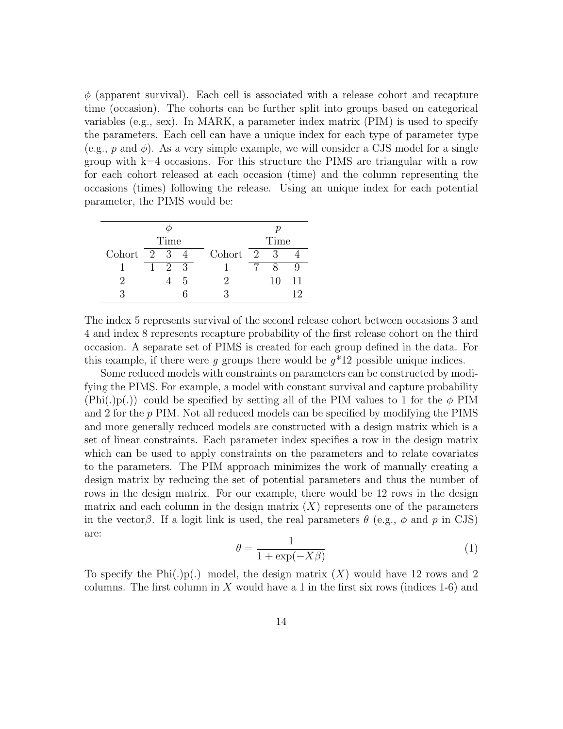$\phi$ (apparent survival). Each cell is associated with a release cohort and recapture time (occasion). The cohorts can be further split into groups based on categorical variables (e.g., sex). In MARK, a parameter index matrix (PIM) is used to specify the parameters. Each cell can have a unique index for each type of parameter type (e.g., $p$ and $\phi$). As a very simple example, we will consider a CJS model for a single group with k=4 occasions. For this structure the PIMS are triangular with a row for each cohort released at each occasion (time) and the column representing the occasions (times) following the release. Using an unique index for each potential parameter, the PIMS would be:

| $\phi$ | | | | $p$ | | | |
|---|---|---|---|---|---|---|---|
| | Time | | | | Time | | |
| Cohort | 2 | 3 | 4 | Cohort | 2 | 3 | 4 |
| 1 | 1 | 2 | 3 | 1 | 7 | 8 | 9 |
| 2 | | 4 | 5 | 2 | | 10 | 11 |
| 3 | | | 6 | 3 | | | 12 |

The index 5 represents survival of the second release cohort between occasions 3 and 4 and index 8 represents recapture probability of the first release cohort on the third occasion. A separate set of PIMS is created for each group defined in the data. For this example, if there were $g$ groups there would be $g$*12 possible unique indices.

Some reduced models with constraints on parameters can be constructed by modifying the PIMS. For example, a model with constant survival and capture probability (Phi(.)p(.)) could be specified by setting all of the PIM values to 1 for the $\phi$ PIM and 2 for the $p$ PIM. Not all reduced models can be specified by modifying the PIMS and more generally reduced models are constructed with a design matrix which is a set of linear constraints. Each parameter index specifies a row in the design matrix which can be used to apply constraints on the parameters and to relate covariates to the parameters. The PIM approach minimizes the work of manually creating a design matrix by reducing the set of potential parameters and thus the number of rows in the design matrix. For our example, there would be 12 rows in the design matrix and each column in the design matrix ($X$) represents one of the parameters in the vector$\beta$. If a logit link is used, the real parameters $\theta$ (e.g., $\phi$ and $p$ in CJS) are:

$$\theta = \frac{1}{1 + \exp(-X\beta)} \tag{1}$$

To specify the Phi(.)p(.) model, the design matrix ($X$) would have 12 rows and 2 columns. The first column in $X$ would have a 1 in the first six rows (indices 1-6) and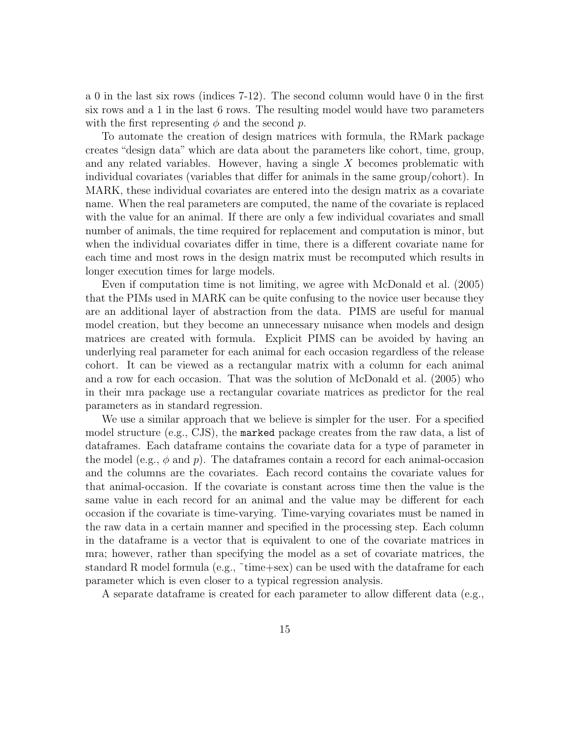a 0 in the last six rows (indices 7-12). The second column would have 0 in the first six rows and a 1 in the last 6 rows. The resulting model would have two parameters with the first representing $\phi$ and the second $p$.

To automate the creation of design matrices with formula, the RMark package creates "design data" which are data about the parameters like cohort, time, group, and any related variables. However, having a single $X$ becomes problematic with individual covariates (variables that differ for animals in the same group/cohort). In MARK, these individual covariates are entered into the design matrix as a covariate name. When the real parameters are computed, the name of the covariate is replaced with the value for an animal. If there are only a few individual covariates and small number of animals, the time required for replacement and computation is minor, but when the individual covariates differ in time, there is a different covariate name for each time and most rows in the design matrix must be recomputed which results in longer execution times for large models.

Even if computation time is not limiting, we agree with McDonald et al. (2005) that the PIMs used in MARK can be quite confusing to the novice user because they are an additional layer of abstraction from the data. PIMS are useful for manual model creation, but they become an unnecessary nuisance when models and design matrices are created with formula. Explicit PIMS can be avoided by having an underlying real parameter for each animal for each occasion regardless of the release cohort. It can be viewed as a rectangular matrix with a column for each animal and a row for each occasion. That was the solution of McDonald et al. (2005) who in their mra package use a rectangular covariate matrices as predictor for the real parameters as in standard regression.

We use a similar approach that we believe is simpler for the user. For a specified model structure (e.g., CJS), the `marked` package creates from the raw data, a list of dataframes. Each dataframe contains the covariate data for a type of parameter in the model (e.g., $\phi$ and $p$). The dataframes contain a record for each animal-occasion and the columns are the covariates. Each record contains the covariate values for that animal-occasion. If the covariate is constant across time then the value is the same value in each record for an animal and the value may be different for each occasion if the covariate is time-varying. Time-varying covariates must be named in the raw data in a certain manner and specified in the processing step. Each column in the dataframe is a vector that is equivalent to one of the covariate matrices in mra; however, rather than specifying the model as a set of covariate matrices, the standard R model formula (e.g., ~time+sex) can be used with the dataframe for each parameter which is even closer to a typical regression analysis.

A separate dataframe is created for each parameter to allow different data (e.g.,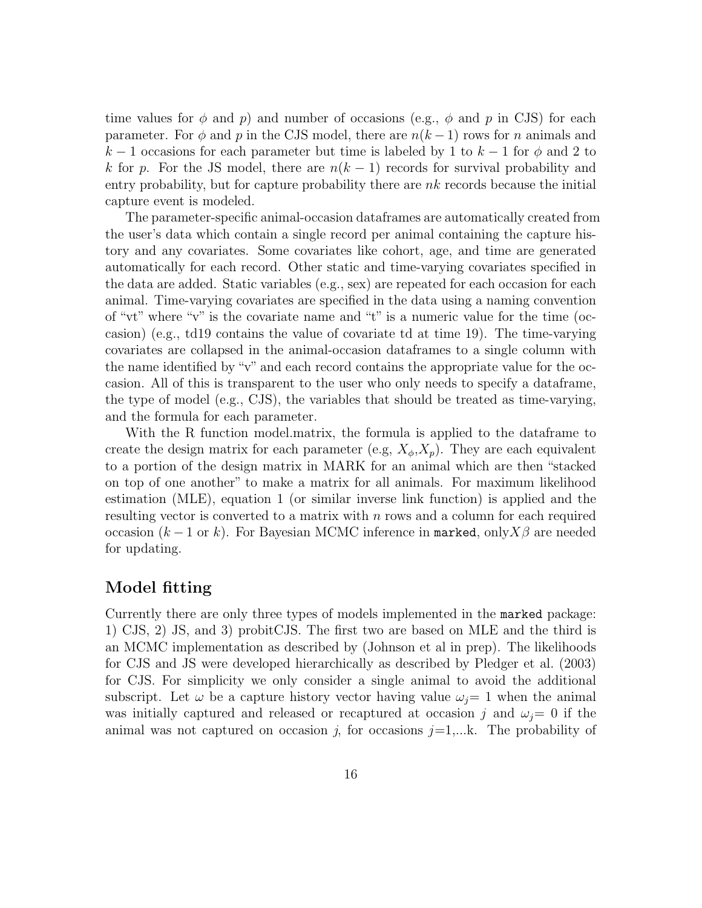time values for $\phi$ and $p$) and number of occasions (e.g., $\phi$ and $p$ in CJS) for each parameter. For $\phi$ and $p$ in the CJS model, there are $n(k-1)$ rows for $n$ animals and $k-1$ occasions for each parameter but time is labeled by 1 to $k-1$ for $\phi$ and 2 to $k$ for $p$. For the JS model, there are $n(k-1)$ records for survival probability and entry probability, but for capture probability there are $nk$ records because the initial capture event is modeled.

The parameter-specific animal-occasion dataframes are automatically created from the user's data which contain a single record per animal containing the capture history and any covariates. Some covariates like cohort, age, and time are generated automatically for each record. Other static and time-varying covariates specified in the data are added. Static variables (e.g., sex) are repeated for each occasion for each animal. Time-varying covariates are specified in the data using a naming convention of "vt" where "v" is the covariate name and "t" is a numeric value for the time (occasion) (e.g., td19 contains the value of covariate td at time 19). The time-varying covariates are collapsed in the animal-occasion dataframes to a single column with the name identified by "v" and each record contains the appropriate value for the occasion. All of this is transparent to the user who only needs to specify a dataframe, the type of model (e.g., CJS), the variables that should be treated as time-varying, and the formula for each parameter.

With the R function model.matrix, the formula is applied to the dataframe to create the design matrix for each parameter (e.g, $X_\phi$,$X_p$). They are each equivalent to a portion of the design matrix in MARK for an animal which are then "stacked on top of one another" to make a matrix for all animals. For maximum likelihood estimation (MLE), equation 1 (or similar inverse link function) is applied and the resulting vector is converted to a matrix with $n$ rows and a column for each required occasion ($k-1$ or $k$). For Bayesian MCMC inference in `marked`, only$X\beta$ are needed for updating.

## Model fitting

Currently there are only three types of models implemented in the `marked` package: 1) CJS, 2) JS, and 3) probitCJS. The first two are based on MLE and the third is an MCMC implementation as described by (Johnson et al in prep). The likelihoods for CJS and JS were developed hierarchically as described by Pledger et al. (2003) for CJS. For simplicity we only consider a single animal to avoid the additional subscript. Let $\omega$ be a capture history vector having value $\omega_j$= 1 when the animal was initially captured and released or recaptured at occasion $j$ and $\omega_j$= 0 if the animal was not captured on occasion $j$, for occasions $j$=1,...k. The probability of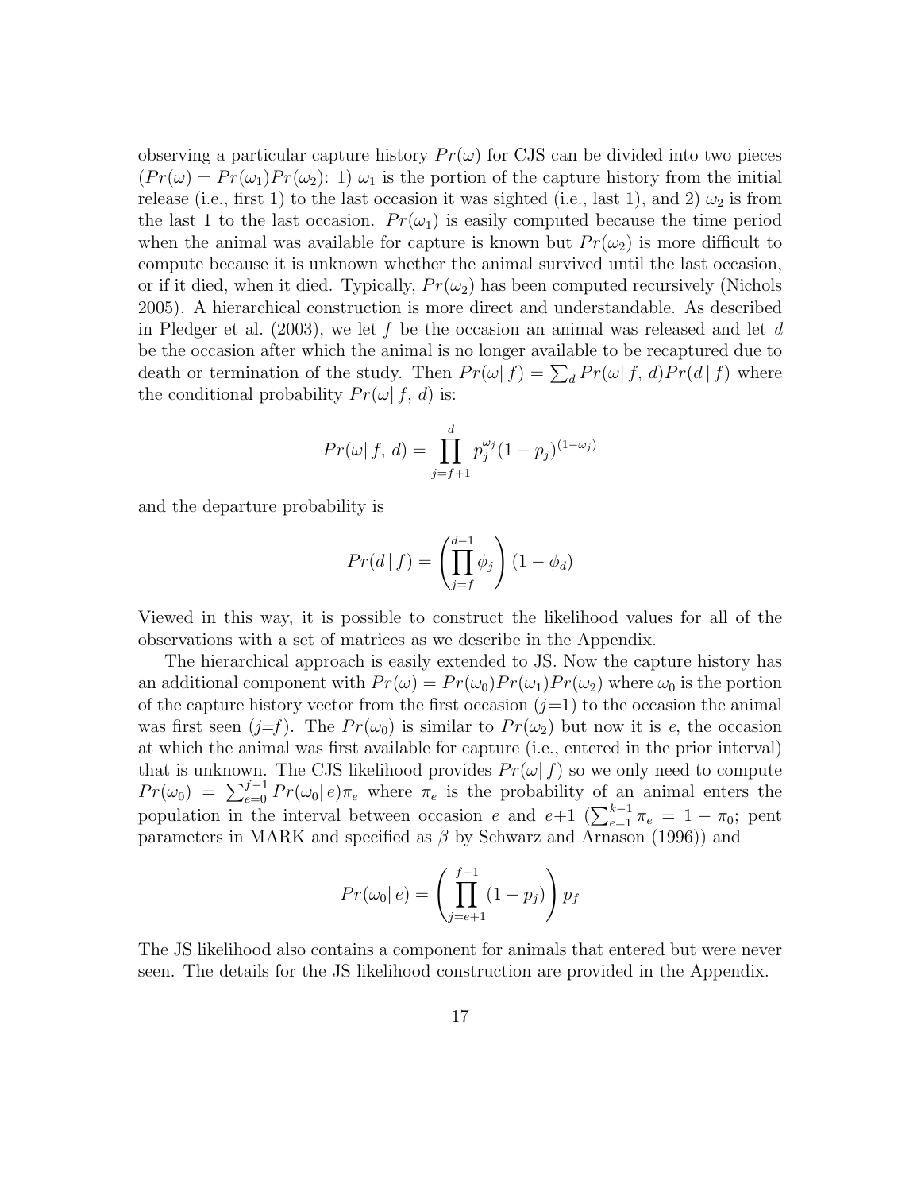observing a particular capture history $Pr(\omega)$ for CJS can be divided into two pieces ($Pr(\omega) = Pr(\omega_1)Pr(\omega_2)$: 1) $\omega_1$ is the portion of the capture history from the initial release (i.e., first 1) to the last occasion it was sighted (i.e., last 1), and 2) $\omega_2$ is from the last 1 to the last occasion. $Pr(\omega_1)$ is easily computed because the time period when the animal was available for capture is known but $Pr(\omega_2)$ is more difficult to compute because it is unknown whether the animal survived until the last occasion, or if it died, when it died. Typically, $Pr(\omega_2)$ has been computed recursively (Nichols 2005). A hierarchical construction is more direct and understandable. As described in Pledger et al. (2003), we let $f$ be the occasion an animal was released and let $d$ be the occasion after which the animal is no longer available to be recaptured due to death or termination of the study. Then $Pr(\omega|\, f) = \sum_d Pr(\omega|\, f,\, d)Pr(d\,|\, f)$ where the conditional probability $Pr(\omega|\, f,\, d)$ is:

$$Pr(\omega|\, f,\, d) = \prod_{j=f+1}^{d} p_j^{\omega_j}(1 - p_j)^{(1-\omega_j)}$$

and the departure probability is

$$Pr(d\,|\, f) = \left(\prod_{j=f}^{d-1} \phi_j\right)(1 - \phi_d)$$

Viewed in this way, it is possible to construct the likelihood values for all of the observations with a set of matrices as we describe in the Appendix.

The hierarchical approach is easily extended to JS. Now the capture history has an additional component with $Pr(\omega) = Pr(\omega_0)Pr(\omega_1)Pr(\omega_2)$ where $\omega_0$ is the portion of the capture history vector from the first occasion ($j$=1) to the occasion the animal was first seen ($j$=$f$). The $Pr(\omega_0)$ is similar to $Pr(\omega_2)$ but now it is $e$, the occasion at which the animal was first available for capture (i.e., entered in the prior interval) that is unknown. The CJS likelihood provides $Pr(\omega|\, f)$ so we only need to compute $Pr(\omega_0) = \sum_{e=0}^{f-1} Pr(\omega_0|\, e)\pi_e$ where $\pi_e$ is the probability of an animal enters the population in the interval between occasion $e$ and $e$+1 ($\sum_{e=1}^{k-1} \pi_e = 1 - \pi_0$; pent parameters in MARK and specified as $\beta$ by Schwarz and Arnason (1996)) and

$$Pr(\omega_0|\, e) = \left(\prod_{j=e+1}^{f-1} (1 - p_j)\right) p_f$$

The JS likelihood also contains a component for animals that entered but were never seen. The details for the JS likelihood construction are provided in the Appendix.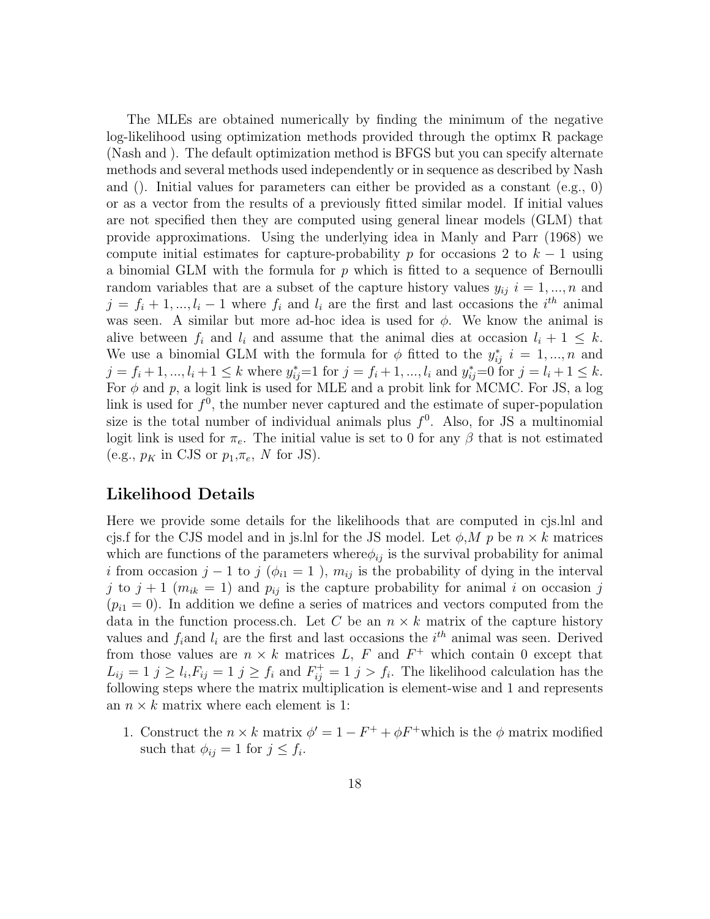The MLEs are obtained numerically by finding the minimum of the negative log-likelihood using optimization methods provided through the optimx R package (Nash and ). The default optimization method is BFGS but you can specify alternate methods and several methods used independently or in sequence as described by Nash and (). Initial values for parameters can either be provided as a constant (e.g., 0) or as a vector from the results of a previously fitted similar model. If initial values are not specified then they are computed using general linear models (GLM) that provide approximations. Using the underlying idea in Manly and Parr (1968) we compute initial estimates for capture-probability $p$ for occasions 2 to $k-1$ using a binomial GLM with the formula for $p$ which is fitted to a sequence of Bernoulli random variables that are a subset of the capture history values $y_{ij}$ $i = 1, ..., n$ and $j = f_i + 1, ..., l_i - 1$ where $f_i$ and $l_i$ are the first and last occasions the $i^{th}$ animal was seen. A similar but more ad-hoc idea is used for $\phi$. We know the animal is alive between $f_i$ and $l_i$ and assume that the animal dies at occasion $l_i + 1 \leq k$. We use a binomial GLM with the formula for $\phi$ fitted to the $y^*_{ij}$ $i = 1, ..., n$ and $j = f_i + 1, ..., l_i + 1 \leq k$ where $y^*_{ij}$=1 for $j = f_i + 1, ..., l_i$ and $y^*_{ij}$=0 for $j = l_i + 1 \leq k$. For $\phi$ and $p$, a logit link is used for MLE and a probit link for MCMC. For JS, a log link is used for $f^0$, the number never captured and the estimate of super-population size is the total number of individual animals plus $f^0$. Also, for JS a multinomial logit link is used for $\pi_e$. The initial value is set to 0 for any $\beta$ that is not estimated (e.g., $p_K$ in CJS or $p_1$,$\pi_e$, $N$ for JS).

## Likelihood Details

Here we provide some details for the likelihoods that are computed in cjs.lnl and cjs.f for the CJS model and in js.lnl for the JS model. Let $\phi$,$M$ $p$ be $n \times k$ matrices which are functions of the parameters where$\phi_{ij}$ is the survival probability for animal $i$ from occasion $j-1$ to $j$ ($\phi_{i1} = 1$ ), $m_{ij}$ is the probability of dying in the interval $j$ to $j+1$ ($m_{ik} = 1$) and $p_{ij}$ is the capture probability for animal $i$ on occasion $j$ ($p_{i1} = 0$). In addition we define a series of matrices and vectors computed from the data in the function process.ch. Let $C$ be an $n \times k$ matrix of the capture history values and $f_i$and $l_i$ are the first and last occasions the $i^{th}$ animal was seen. Derived from those values are $n \times k$ matrices $L$, $F$ and $F^+$ which contain 0 except that $L_{ij} = 1$ $j \geq l_i$,$F_{ij} = 1$ $j \geq f_i$ and $F^+_{ij} = 1$ $j > f_i$. The likelihood calculation has the following steps where the matrix multiplication is element-wise and 1 and represents an $n \times k$ matrix where each element is 1:

1. Construct the $n \times k$ matrix $\phi' = 1 - F^+ + \phi F^+$which is the $\phi$ matrix modified such that $\phi_{ij} = 1$ for $j \leq f_i$.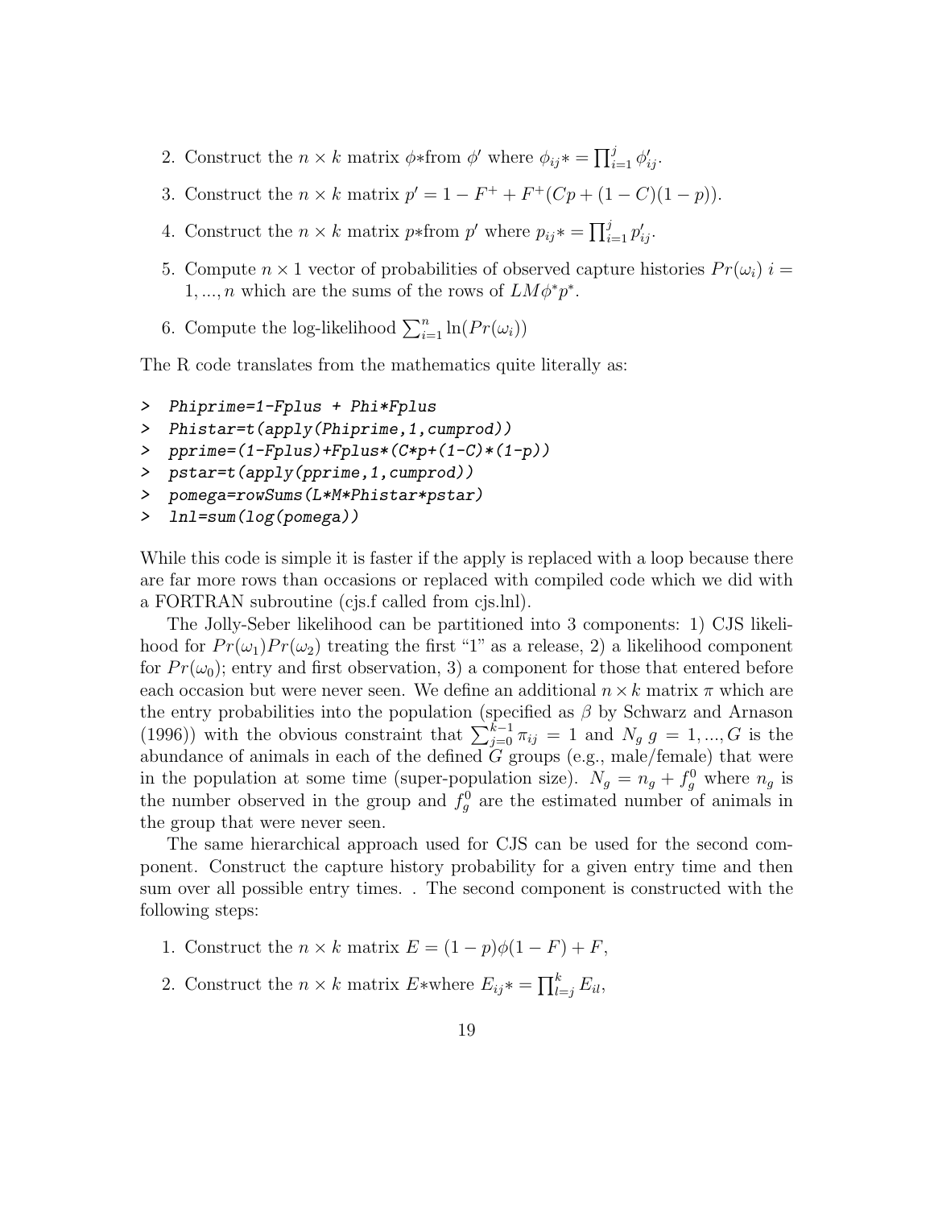2. Construct the $n \times k$ matrix $\phi*$from $\phi'$ where $\phi_{ij}* = \prod_{i=1}^{j} \phi'_{ij}$.
3. Construct the $n \times k$ matrix $p' = 1 - F^{+} + F^{+}(Cp + (1-C)(1-p))$.
4. Construct the $n \times k$ matrix $p*$from $p'$ where $p_{ij}* = \prod_{i=1}^{j} p'_{ij}$.
5. Compute $n \times 1$ vector of probabilities of observed capture histories $Pr(\omega_i)$ $i = 1, ..., n$ which are the sums of the rows of $LM\phi^* p^*$.
6. Compute the log-likelihood $\sum_{i=1}^{n} \ln(Pr(\omega_i))$

The R code translates from the mathematics quite literally as:

```
> Phiprime=1-Fplus + Phi*Fplus
> Phistar=t(apply(Phiprime,1,cumprod))
> pprime=(1-Fplus)+Fplus*(C*p+(1-C)*(1-p))
> pstar=t(apply(pprime,1,cumprod))
> pomega=rowSums(L*M*Phistar*pstar)
> lnl=sum(log(pomega))
```

While this code is simple it is faster if the apply is replaced with a loop because there are far more rows than occasions or replaced with compiled code which we did with a FORTRAN subroutine (cjs.f called from cjs.lnl).

The Jolly-Seber likelihood can be partitioned into 3 components: 1) CJS likelihood for $Pr(\omega_1)Pr(\omega_2)$ treating the first "1" as a release, 2) a likelihood component for $Pr(\omega_0)$; entry and first observation, 3) a component for those that entered before each occasion but were never seen. We define an additional $n \times k$ matrix $\pi$ which are the entry probabilities into the population (specified as $\beta$ by Schwarz and Arnason (1996)) with the obvious constraint that $\sum_{j=0}^{k-1} \pi_{ij} = 1$ and $N_g$ $g = 1, ..., G$ is the abundance of animals in each of the defined $G$ groups (e.g., male/female) that were in the population at some time (super-population size). $N_g = n_g + f_g^0$ where $n_g$ is the number observed in the group and $f_g^0$ are the estimated number of animals in the group that were never seen.

The same hierarchical approach used for CJS can be used for the second component. Construct the capture history probability for a given entry time and then sum over all possible entry times. . The second component is constructed with the following steps:

1. Construct the $n \times k$ matrix $E = (1-p)\phi(1-F) + F$,
2. Construct the $n \times k$ matrix $E*$where $E_{ij}* = \prod_{l=j}^{k} E_{il}$,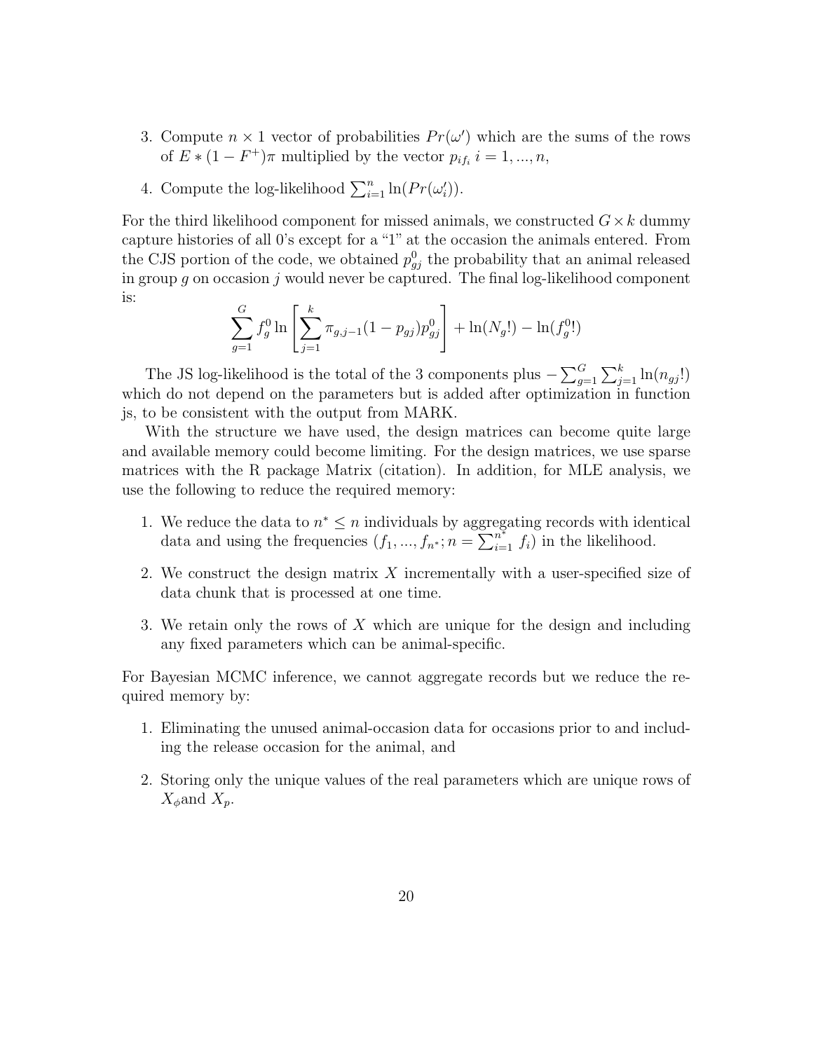3. Compute $n \times 1$ vector of probabilities $Pr(\omega')$ which are the sums of the rows of $E * (1 - F^{+})\pi$ multiplied by the vector $p_{if_i}$ $i = 1, ..., n$,

4. Compute the log-likelihood $\sum_{i=1}^{n} \ln(Pr(\omega_i'))$.

For the third likelihood component for missed animals, we constructed $G \times k$ dummy capture histories of all 0's except for a "1" at the occasion the animals entered. From the CJS portion of the code, we obtained $p_{gj}^0$ the probability that an animal released in group $g$ on occasion $j$ would never be captured. The final log-likelihood component is:

$$\sum_{g=1}^{G} f_g^0 \ln \left[ \sum_{j=1}^{k} \pi_{g,j-1}(1 - p_{gj}) p_{gj}^0 \right] + \ln(N_g!) - \ln(f_g^0!)$$

The JS log-likelihood is the total of the 3 components plus $-\sum_{g=1}^{G} \sum_{j=1}^{k} \ln(n_{gj}!)$ which do not depend on the parameters but is added after optimization in function js, to be consistent with the output from MARK.

With the structure we have used, the design matrices can become quite large and available memory could become limiting. For the design matrices, we use sparse matrices with the R package Matrix (citation). In addition, for MLE analysis, we use the following to reduce the required memory:

1. We reduce the data to $n^* \leq n$ individuals by aggregating records with identical data and using the frequencies $(f_1, ..., f_{n^*}; n = \sum_{i=1}^{n^*} f_i)$ in the likelihood.

2. We construct the design matrix $X$ incrementally with a user-specified size of data chunk that is processed at one time.

3. We retain only the rows of $X$ which are unique for the design and including any fixed parameters which can be animal-specific.

For Bayesian MCMC inference, we cannot aggregate records but we reduce the required memory by:

1. Eliminating the unused animal-occasion data for occasions prior to and including the release occasion for the animal, and

2. Storing only the unique values of the real parameters which are unique rows of $X_\phi$ and $X_p$.